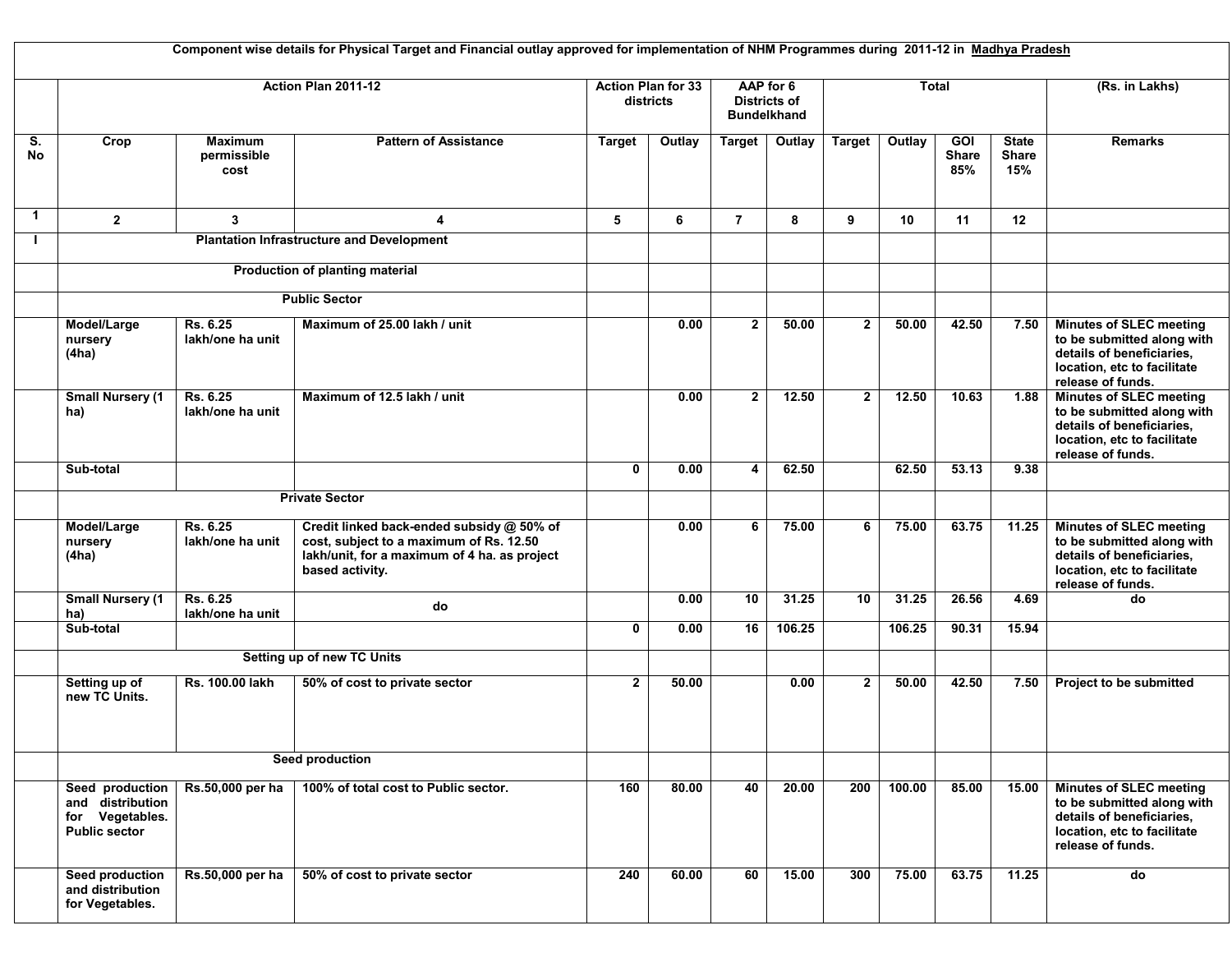**Component wise details for Physical Target and Financial outlay approved for implementation of NHM Programmes during 2011-12 in Madhya Pradesh**

| | Action Plan 2011-12 | | | Action Plan for 33 districts | | AAP for 6 Districts of Bundelkhand | | Total | | | | (Rs. in Lakhs) |
|---|---|---|---|---|---|---|---|---|---|---|---|---|
| S. No | Crop | Maximum permissible cost | Pattern of Assistance | Target | Outlay | Target | Outlay | Target | Outlay | GOI Share 85% | State Share 15% | Remarks |
| 1 | 2 | 3 | 4 | 5 | 6 | 7 | 8 | 9 | 10 | 11 | 12 | |
| I | Plantation Infrastructure and Development | | | | | | | | | | | |
| | Production of planting material | | | | | | | | | | | |
| | Public Sector | | | | | | | | | | | |
| | Model/Large nursery (4ha) | Rs. 6.25 lakh/one ha unit | Maximum of 25.00 lakh / unit | | 0.00 | 2 | 50.00 | 2 | 50.00 | 42.50 | 7.50 | Minutes of SLEC meeting to be submitted along with details of beneficiaries, location, etc to facilitate release of funds. |
| | Small Nursery (1 ha) | Rs. 6.25 lakh/one ha unit | Maximum of 12.5 lakh / unit | | 0.00 | 2 | 12.50 | 2 | 12.50 | 10.63 | 1.88 | Minutes of SLEC meeting to be submitted along with details of beneficiaries, location, etc to facilitate release of funds. |
| | Sub-total | | | 0 | 0.00 | 4 | 62.50 | | 62.50 | 53.13 | 9.38 | |
| | Private Sector | | | | | | | | | | | |
| | Model/Large nursery (4ha) | Rs. 6.25 lakh/one ha unit | Credit linked back-ended subsidy @ 50% of cost, subject to a maximum of Rs. 12.50 lakh/unit, for a maximum of 4 ha. as project based activity. | | 0.00 | 6 | 75.00 | 6 | 75.00 | 63.75 | 11.25 | Minutes of SLEC meeting to be submitted along with details of beneficiaries, location, etc to facilitate release of funds. |
| | Small Nursery (1 ha) | Rs. 6.25 lakh/one ha unit | do | | 0.00 | 10 | 31.25 | 10 | 31.25 | 26.56 | 4.69 | do |
| | Sub-total | | | 0 | 0.00 | 16 | 106.25 | | 106.25 | 90.31 | 15.94 | |
| | Setting up of new TC Units | | | | | | | | | | | |
| | Setting up of new TC Units. | Rs. 100.00 lakh | 50% of cost to private sector | 2 | 50.00 | | 0.00 | 2 | 50.00 | 42.50 | 7.50 | Project to be submitted |
| | Seed production | | | | | | | | | | | |
| | Seed production and distribution for Vegetables. Public sector | Rs.50,000 per ha | 100% of total cost to Public sector. | 160 | 80.00 | 40 | 20.00 | 200 | 100.00 | 85.00 | 15.00 | Minutes of SLEC meeting to be submitted along with details of beneficiaries, location, etc to facilitate release of funds. |
| | Seed production and distribution for Vegetables. | Rs.50,000 per ha | 50% of cost to private sector | 240 | 60.00 | 60 | 15.00 | 300 | 75.00 | 63.75 | 11.25 | do |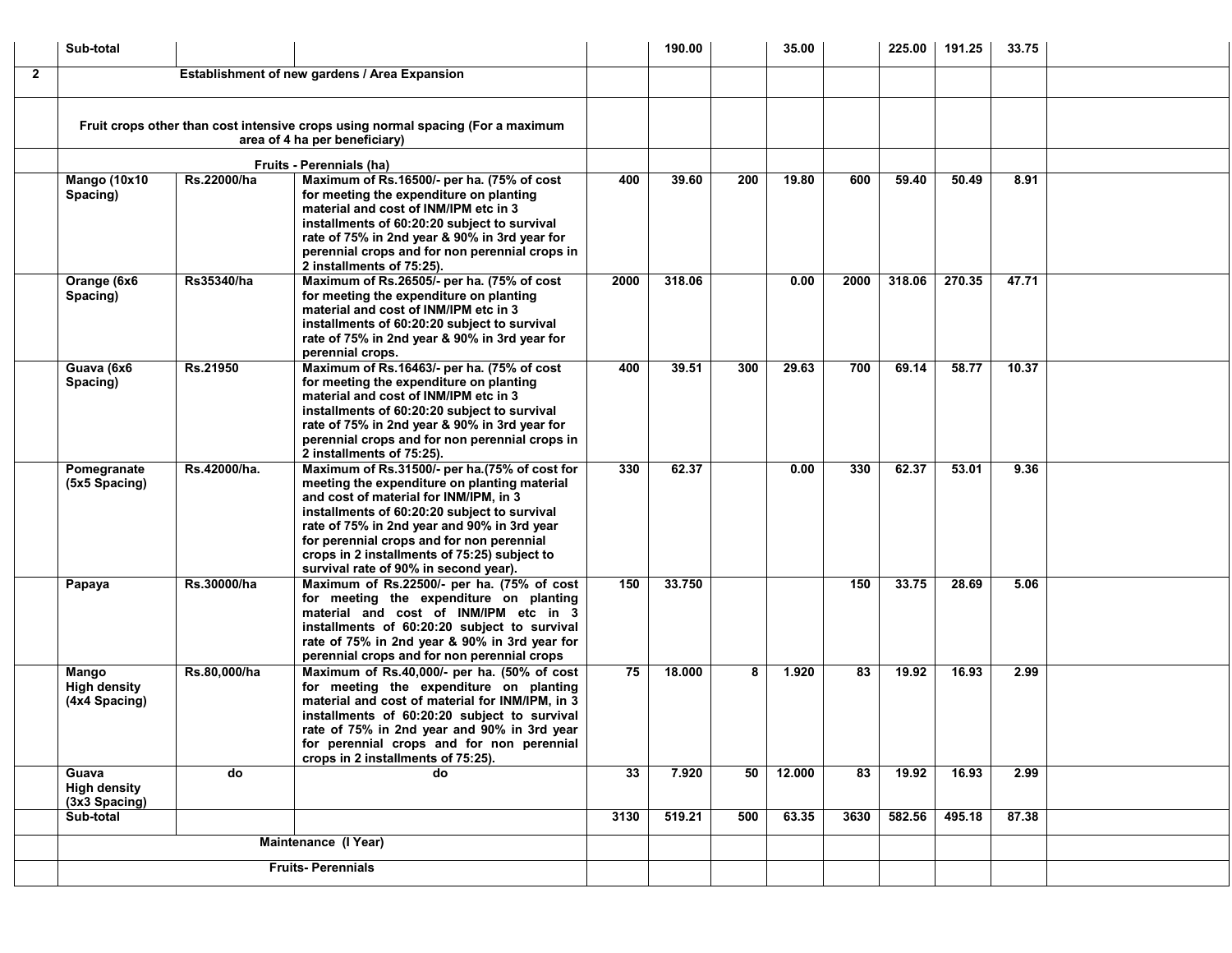| | | | | | | | | | | | | |
|---|---|---|---|---|---|---|---|---|---|---|---|---|
| | Sub-total | | | | 190.00 | | 35.00 | | 225.00 | 191.25 | 33.75 | |
| 2 | Establishment of new gardens / Area Expansion | | | | | | | | | | | |
| | Fruit crops other than cost intensive crops using normal spacing (For a maximum area of 4 ha per beneficiary) | | | | | | | | | | | |
| | Fruits - Perennials (ha) | | | | | | | | | | | |
| | Mango (10x10 Spacing) | Rs.22000/ha | Maximum of Rs.16500/- per ha. (75% of cost for meeting the expenditure on planting material and cost of INM/IPM etc in 3 installments of 60:20:20 subject to survival rate of 75% in 2nd year & 90% in 3rd year for perennial crops and for non perennial crops in 2 installments of 75:25). | 400 | 39.60 | 200 | 19.80 | 600 | 59.40 | 50.49 | 8.91 | |
| | Orange (6x6 Spacing) | Rs35340/ha | Maximum of Rs.26505/- per ha. (75% of cost for meeting the expenditure on planting material and cost of INM/IPM etc in 3 installments of 60:20:20 subject to survival rate of 75% in 2nd year & 90% in 3rd year for perennial crops. | 2000 | 318.06 | | 0.00 | 2000 | 318.06 | 270.35 | 47.71 | |
| | Guava (6x6 Spacing) | Rs.21950 | Maximum of Rs.16463/- per ha. (75% of cost for meeting the expenditure on planting material and cost of INM/IPM etc in 3 installments of 60:20:20 subject to survival rate of 75% in 2nd year & 90% in 3rd year for perennial crops and for non perennial crops in 2 installments of 75:25). | 400 | 39.51 | 300 | 29.63 | 700 | 69.14 | 58.77 | 10.37 | |
| | Pomegranate (5x5 Spacing) | Rs.42000/ha. | Maximum of Rs.31500/- per ha.(75% of cost for meeting the expenditure on planting material and cost of material for INM/IPM, in 3 installments of 60:20:20 subject to survival rate of 75% in 2nd year and 90% in 3rd year for perennial crops and for non perennial crops in 2 installments of 75:25) subject to survival rate of 90% in second year). | 330 | 62.37 | | 0.00 | 330 | 62.37 | 53.01 | 9.36 | |
| | Papaya | Rs.30000/ha | Maximum of Rs.22500/- per ha. (75% of cost for meeting the expenditure on planting material and cost of INM/IPM etc in 3 installments of 60:20:20 subject to survival rate of 75% in 2nd year & 90% in 3rd year for perennial crops and for non perennial crops | 150 | 33.750 | | | 150 | 33.75 | 28.69 | 5.06 | |
| | Mango High density (4x4 Spacing) | Rs.80,000/ha | Maximum of Rs.40,000/- per ha. (50% of cost for meeting the expenditure on planting material and cost of material for INM/IPM, in 3 installments of 60:20:20 subject to survival rate of 75% in 2nd year and 90% in 3rd year for perennial crops and for non perennial crops in 2 installments of 75:25). | 75 | 18.000 | 8 | 1.920 | 83 | 19.92 | 16.93 | 2.99 | |
| | Guava High density (3x3 Spacing) | do | do | 33 | 7.920 | 50 | 12.000 | 83 | 19.92 | 16.93 | 2.99 | |
| | Sub-total | | | 3130 | 519.21 | 500 | 63.35 | 3630 | 582.56 | 495.18 | 87.38 | |
| | Maintenance (I Year) | | | | | | | | | | | |
| | Fruits- Perennials | | | | | | | | | | | |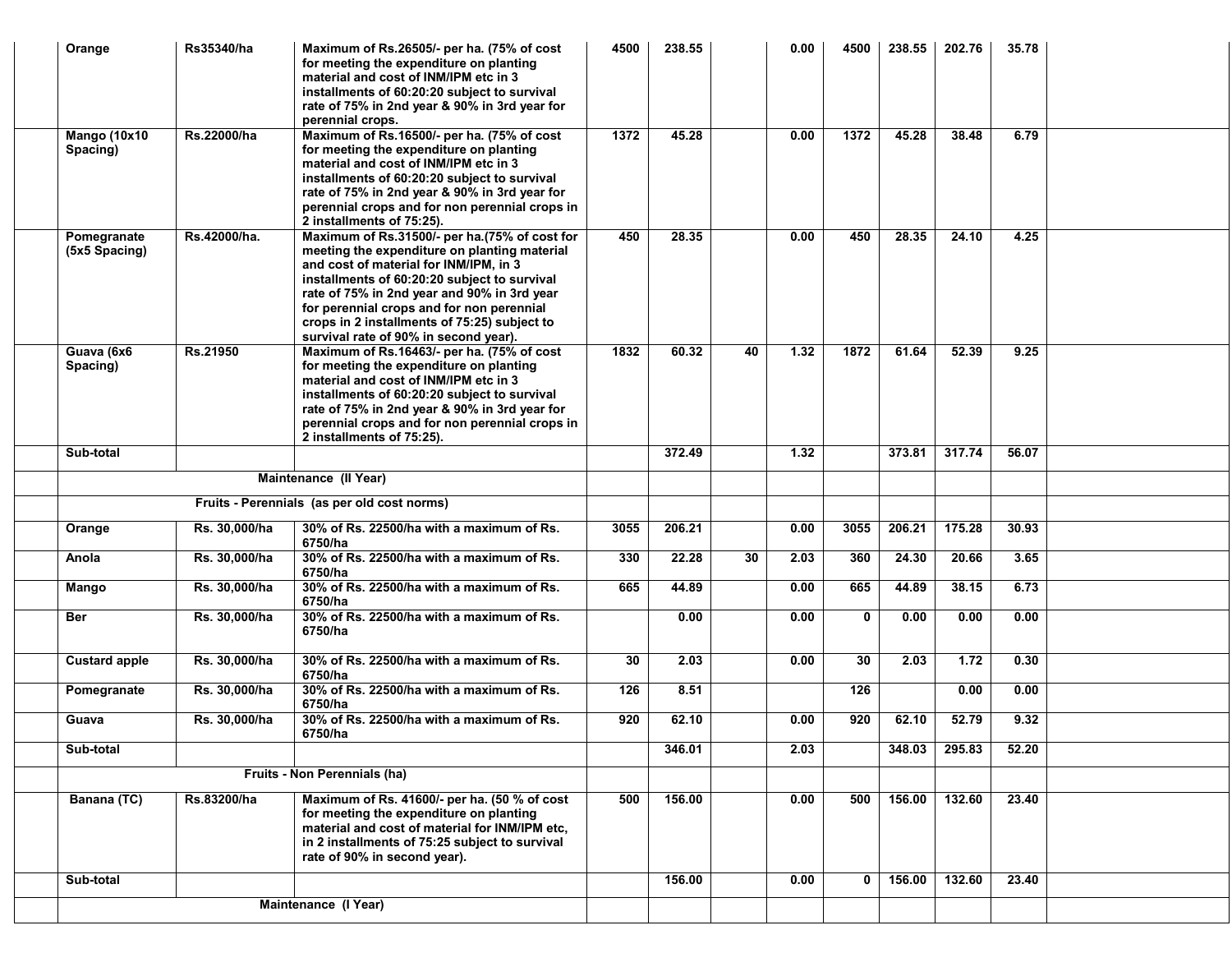| | | | | | | | | | | | | |
|---|---|---|---|---|---|---|---|---|---|---|---|---|
| | **Orange** | **Rs35340/ha** | **Maximum of Rs.26505/- per ha. (75% of cost for meeting the expenditure on planting material and cost of INM/IPM etc in 3 installments of 60:20:20 subject to survival rate of 75% in 2nd year & 90% in 3rd year for perennial crops.** | **4500** | **238.55** | | **0.00** | **4500** | **238.55** | **202.76** | **35.78** | |
| | **Mango (10x10 Spacing)** | **Rs.22000/ha** | **Maximum of Rs.16500/- per ha. (75% of cost for meeting the expenditure on planting material and cost of INM/IPM etc in 3 installments of 60:20:20 subject to survival rate of 75% in 2nd year & 90% in 3rd year for perennial crops and for non perennial crops in 2 installments of 75:25).** | **1372** | **45.28** | | **0.00** | **1372** | **45.28** | **38.48** | **6.79** | |
| | **Pomegranate (5x5 Spacing)** | **Rs.42000/ha.** | **Maximum of Rs.31500/- per ha.(75% of cost for meeting the expenditure on planting material and cost of material for INM/IPM, in 3 installments of 60:20:20 subject to survival rate of 75% in 2nd year and 90% in 3rd year for perennial crops and for non perennial crops in 2 installments of 75:25) subject to survival rate of 90% in second year).** | **450** | **28.35** | | **0.00** | **450** | **28.35** | **24.10** | **4.25** | |
| | **Guava (6x6 Spacing)** | **Rs.21950** | **Maximum of Rs.16463/- per ha. (75% of cost for meeting the expenditure on planting material and cost of INM/IPM etc in 3 installments of 60:20:20 subject to survival rate of 75% in 2nd year & 90% in 3rd year for perennial crops and for non perennial crops in 2 installments of 75:25).** | **1832** | **60.32** | **40** | **1.32** | **1872** | **61.64** | **52.39** | **9.25** | |
| | **Sub-total** | | | | **372.49** | | **1.32** | | **373.81** | **317.74** | **56.07** | |
| | **Maintenance (II Year)** | | | | | | | | | | | |
| | **Fruits - Perennials (as per old cost norms)** | | | | | | | | | | | |
| | **Orange** | **Rs. 30,000/ha** | **30% of Rs. 22500/ha with a maximum of Rs. 6750/ha** | **3055** | **206.21** | | **0.00** | **3055** | **206.21** | **175.28** | **30.93** | |
| | **Anola** | **Rs. 30,000/ha** | **30% of Rs. 22500/ha with a maximum of Rs. 6750/ha** | **330** | **22.28** | **30** | **2.03** | **360** | **24.30** | **20.66** | **3.65** | |
| | **Mango** | **Rs. 30,000/ha** | **30% of Rs. 22500/ha with a maximum of Rs. 6750/ha** | **665** | **44.89** | | **0.00** | **665** | **44.89** | **38.15** | **6.73** | |
| | **Ber** | **Rs. 30,000/ha** | **30% of Rs. 22500/ha with a maximum of Rs. 6750/ha** | | **0.00** | | **0.00** | **0** | **0.00** | **0.00** | **0.00** | |
| | **Custard apple** | **Rs. 30,000/ha** | **30% of Rs. 22500/ha with a maximum of Rs. 6750/ha** | **30** | **2.03** | | **0.00** | **30** | **2.03** | **1.72** | **0.30** | |
| | **Pomegranate** | **Rs. 30,000/ha** | **30% of Rs. 22500/ha with a maximum of Rs. 6750/ha** | **126** | **8.51** | | | **126** | | **0.00** | **0.00** | |
| | **Guava** | **Rs. 30,000/ha** | **30% of Rs. 22500/ha with a maximum of Rs. 6750/ha** | **920** | **62.10** | | **0.00** | **920** | **62.10** | **52.79** | **9.32** | |
| | **Sub-total** | | | | **346.01** | | **2.03** | | **348.03** | **295.83** | **52.20** | |
| | **Fruits - Non Perennials (ha)** | | | | | | | | | | | |
| | **Banana (TC)** | **Rs.83200/ha** | **Maximum of Rs. 41600/- per ha. (50 % of cost for meeting the expenditure on planting material and cost of material for INM/IPM etc, in 2 installments of 75:25 subject to survival rate of 90% in second year).** | **500** | **156.00** | | **0.00** | **500** | **156.00** | **132.60** | **23.40** | |
| | **Sub-total** | | | | **156.00** | | **0.00** | **0** | **156.00** | **132.60** | **23.40** | |
| | **Maintenance (I Year)** | | | | | | | | | | | |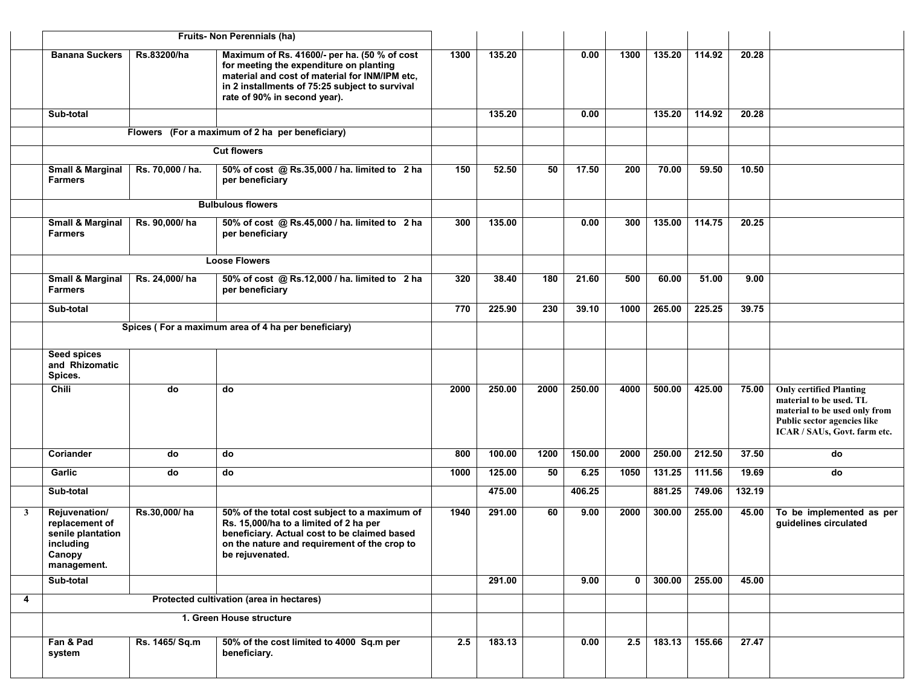| | | | | | | | | | | | | |
|---|---|---|---|---|---|---|---|---|---|---|---|---|
| | Fruits- Non Perennials (ha) | | | | | | | | | | | |
| | Banana Suckers | Rs.83200/ha | Maximum of Rs. 41600/- per ha. (50 % of cost for meeting the expenditure on planting material and cost of material for INM/IPM etc, in 2 installments of 75:25 subject to survival rate of 90% in second year). | 1300 | 135.20 | | 0.00 | 1300 | 135.20 | 114.92 | 20.28 | |
| | Sub-total | | | | 135.20 | | 0.00 | | 135.20 | 114.92 | 20.28 | |
| | Flowers (For a maximum of 2 ha per beneficiary) | | | | | | | | | | | |
| | Cut flowers | | | | | | | | | | | |
| | Small & Marginal Farmers | Rs. 70,000 / ha. | 50% of cost @ Rs.35,000 / ha. limited to 2 ha per beneficiary | 150 | 52.50 | 50 | 17.50 | 200 | 70.00 | 59.50 | 10.50 | |
| | Bulbulous flowers | | | | | | | | | | | |
| | Small & Marginal Farmers | Rs. 90,000/ ha | 50% of cost @ Rs.45,000 / ha. limited to 2 ha per beneficiary | 300 | 135.00 | | 0.00 | 300 | 135.00 | 114.75 | 20.25 | |
| | Loose Flowers | | | | | | | | | | | |
| | Small & Marginal Farmers | Rs. 24,000/ ha | 50% of cost @ Rs.12,000 / ha. limited to 2 ha per beneficiary | 320 | 38.40 | 180 | 21.60 | 500 | 60.00 | 51.00 | 9.00 | |
| | Sub-total | | | 770 | 225.90 | 230 | 39.10 | 1000 | 265.00 | 225.25 | 39.75 | |
| | Spices ( For a maximum area of 4 ha per beneficiary) | | | | | | | | | | | |
| | Seed spices and Rhizomatic Spices. | | | | | | | | | | | |
| | Chili | do | do | 2000 | 250.00 | 2000 | 250.00 | 4000 | 500.00 | 425.00 | 75.00 | Only certified Planting material to be used. TL material to be used only from Public sector agencies like ICAR / SAUs, Govt. farm etc. |
| | Coriander | do | do | 800 | 100.00 | 1200 | 150.00 | 2000 | 250.00 | 212.50 | 37.50 | do |
| | Garlic | do | do | 1000 | 125.00 | 50 | 6.25 | 1050 | 131.25 | 111.56 | 19.69 | do |
| | Sub-total | | | | 475.00 | | 406.25 | | 881.25 | 749.06 | 132.19 | |
| 3 | Rejuvenation/ replacement of senile plantation including Canopy management. | Rs.30,000/ ha | 50% of the total cost subject to a maximum of Rs. 15,000/ha to a limited of 2 ha per beneficiary. Actual cost to be claimed based on the nature and requirement of the crop to be rejuvenated. | 1940 | 291.00 | 60 | 9.00 | 2000 | 300.00 | 255.00 | 45.00 | To be implemented as per guidelines circulated |
| | Sub-total | | | | 291.00 | | 9.00 | 0 | 300.00 | 255.00 | 45.00 | |
| 4 | Protected cultivation (area in hectares) | | | | | | | | | | | |
| | 1. Green House structure | | | | | | | | | | | |
| | Fan & Pad system | Rs. 1465/ Sq.m | 50% of the cost limited to 4000 Sq.m per beneficiary. | 2.5 | 183.13 | | 0.00 | 2.5 | 183.13 | 155.66 | 27.47 | |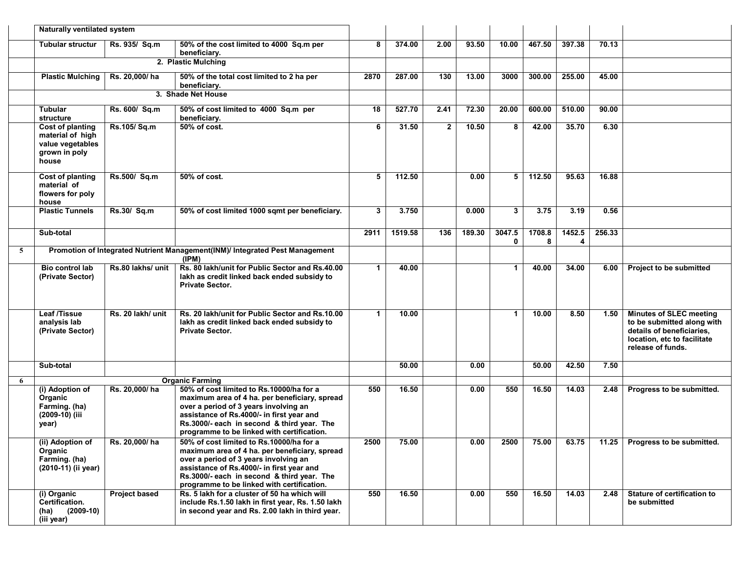| | | | | | | | | | | | | |
|---|---|---|---|---|---|---|---|---|---|---|---|---|
| | **Naturally ventilated system** | | | | | | | | | | | |
| | **Tubular structur** | **Rs. 935/ Sq.m** | **50% of the cost limited to 4000 Sq.m per beneficiary.** | **8** | **374.00** | **2.00** | **93.50** | **10.00** | **467.50** | **397.38** | **70.13** | |
| | **2. Plastic Mulching** | | | | | | | | | | | |
| | **Plastic Mulching** | **Rs. 20,000/ ha** | **50% of the total cost limited to 2 ha per beneficiary.** | **2870** | **287.00** | **130** | **13.00** | **3000** | **300.00** | **255.00** | **45.00** | |
| | **3. Shade Net House** | | | | | | | | | | | |
| | **Tubular structure** | **Rs. 600/ Sq.m** | **50% of cost limited to 4000 Sq.m per beneficiary.** | **18** | **527.70** | **2.41** | **72.30** | **20.00** | **600.00** | **510.00** | **90.00** | |
| | **Cost of planting material of high value vegetables grown in poly house** | **Rs.105/ Sq.m** | **50% of cost.** | **6** | **31.50** | **2** | **10.50** | **8** | **42.00** | **35.70** | **6.30** | |
| | **Cost of planting material of flowers for poly house** | **Rs.500/ Sq.m** | **50% of cost.** | **5** | **112.50** | | **0.00** | **5** | **112.50** | **95.63** | **16.88** | |
| | **Plastic Tunnels** | **Rs.30/ Sq.m** | **50% of cost limited 1000 sqmt per beneficiary.** | **3** | **3.750** | | **0.000** | **3** | **3.75** | **3.19** | **0.56** | |
| | **Sub-total** | | | **2911** | **1519.58** | **136** | **189.30** | **3047.50** | **1708.88** | **1452.54** | **256.33** | |
| **5** | **Promotion of Integrated Nutrient Management(INM)/ Integrated Pest Management (IPM)** | | | | | | | | | | | |
| | **Bio control lab (Private Sector)** | **Rs.80 lakhs/ unit** | **Rs. 80 lakh/unit for Public Sector and Rs.40.00 lakh as credit linked back ended subsidy to Private Sector.** | **1** | **40.00** | | | **1** | **40.00** | **34.00** | **6.00** | **Project to be submitted** |
| | **Leaf /Tissue analysis lab (Private Sector)** | **Rs. 20 lakh/ unit** | **Rs. 20 lakh/unit for Public Sector and Rs.10.00 lakh as credit linked back ended subsidy to Private Sector.** | **1** | **10.00** | | | **1** | **10.00** | **8.50** | **1.50** | **Minutes of SLEC meeting to be submitted along with details of beneficiaries, location, etc to facilitate release of funds.** |
| | **Sub-total** | | | | **50.00** | | **0.00** | | **50.00** | **42.50** | **7.50** | |
| **6** | **Organic Farming** | | | | | | | | | | | |
| | **(i) Adoption of Organic Farming. (ha) (2009-10) (iii year)** | **Rs. 20,000/ ha** | **50% of cost limited to Rs.10000/ha for a maximum area of 4 ha. per beneficiary, spread over a period of 3 years involving an assistance of Rs.4000/- in first year and Rs.3000/- each in second & third year. The programme to be linked with certification.** | **550** | **16.50** | | **0.00** | **550** | **16.50** | **14.03** | **2.48** | **Progress to be submitted.** |
| | **(ii) Adoption of Organic Farming. (ha) (2010-11) (ii year)** | **Rs. 20,000/ ha** | **50% of cost limited to Rs.10000/ha for a maximum area of 4 ha. per beneficiary, spread over a period of 3 years involving an assistance of Rs.4000/- in first year and Rs.3000/- each in second & third year. The programme to be linked with certification.** | **2500** | **75.00** | | **0.00** | **2500** | **75.00** | **63.75** | **11.25** | **Progress to be submitted.** |
| | **(i) Organic Certification. (ha) (2009-10) (iii year)** | **Project based** | **Rs. 5 lakh for a cluster of 50 ha which will include Rs.1.50 lakh in first year, Rs. 1.50 lakh in second year and Rs. 2.00 lakh in third year.** | **550** | **16.50** | | **0.00** | **550** | **16.50** | **14.03** | **2.48** | **Stature of certification to be submitted** |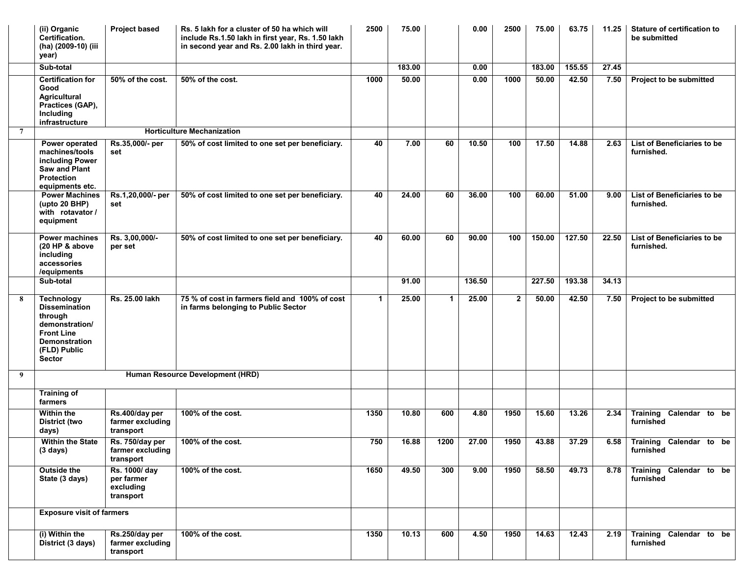| | | | | | | | | | | | | |
|---|---|---|---|---|---|---|---|---|---|---|---|---|
| | (ii) Organic Certification. (ha) (2009-10) (iii year) | Project based | Rs. 5 lakh for a cluster of 50 ha which will include Rs.1.50 lakh in first year, Rs. 1.50 lakh in second year and Rs. 2.00 lakh in third year. | 2500 | 75.00 | | 0.00 | 2500 | 75.00 | 63.75 | 11.25 | Stature of certification to be submitted |
| | Sub-total | | | | 183.00 | | 0.00 | | 183.00 | 155.55 | 27.45 | |
| | Certification for Good Agricultural Practices (GAP), Including infrastructure | 50% of the cost. | 50% of the cost. | 1000 | 50.00 | | 0.00 | 1000 | 50.00 | 42.50 | 7.50 | Project to be submitted |
| 7 | Horticulture Mechanization | | | | | | | | | | | |
| | Power operated machines/tools including Power Saw and Plant Protection equipments etc. | Rs.35,000/- per set | 50% of cost limited to one set per beneficiary. | 40 | 7.00 | 60 | 10.50 | 100 | 17.50 | 14.88 | 2.63 | List of Beneficiaries to be furnished. |
| | Power Machines (upto 20 BHP) with rotavator / equipment | Rs.1,20,000/- per set | 50% of cost limited to one set per beneficiary. | 40 | 24.00 | 60 | 36.00 | 100 | 60.00 | 51.00 | 9.00 | List of Beneficiaries to be furnished. |
| | Power machines (20 HP & above including accessories /equipments | Rs. 3,00,000/- per set | 50% of cost limited to one set per beneficiary. | 40 | 60.00 | 60 | 90.00 | 100 | 150.00 | 127.50 | 22.50 | List of Beneficiaries to be furnished. |
| | Sub-total | | | | 91.00 | | 136.50 | | 227.50 | 193.38 | 34.13 | |
| 8 | Technology Dissemination through demonstration/ Front Line Demonstration (FLD) Public Sector | Rs. 25.00 lakh | 75 % of cost in farmers field and 100% of cost in farms belonging to Public Sector | 1 | 25.00 | 1 | 25.00 | 2 | 50.00 | 42.50 | 7.50 | Project to be submitted |
| 9 | Human Resource Development (HRD) | | | | | | | | | | | |
| | Training of farmers | | | | | | | | | | | |
| | Within the District (two days) | Rs.400/day per farmer excluding transport | 100% of the cost. | 1350 | 10.80 | 600 | 4.80 | 1950 | 15.60 | 13.26 | 2.34 | Training Calendar to be furnished |
| | Within the State (3 days) | Rs. 750/day per farmer excluding transport | 100% of the cost. | 750 | 16.88 | 1200 | 27.00 | 1950 | 43.88 | 37.29 | 6.58 | Training Calendar to be furnished |
| | Outside the State (3 days) | Rs. 1000/ day per farmer excluding transport | 100% of the cost. | 1650 | 49.50 | 300 | 9.00 | 1950 | 58.50 | 49.73 | 8.78 | Training Calendar to be furnished |
| | Exposure visit of farmers | | | | | | | | | | | |
| | (i) Within the District (3 days) | Rs.250/day per farmer excluding transport | 100% of the cost. | 1350 | 10.13 | 600 | 4.50 | 1950 | 14.63 | 12.43 | 2.19 | Training Calendar to be furnished |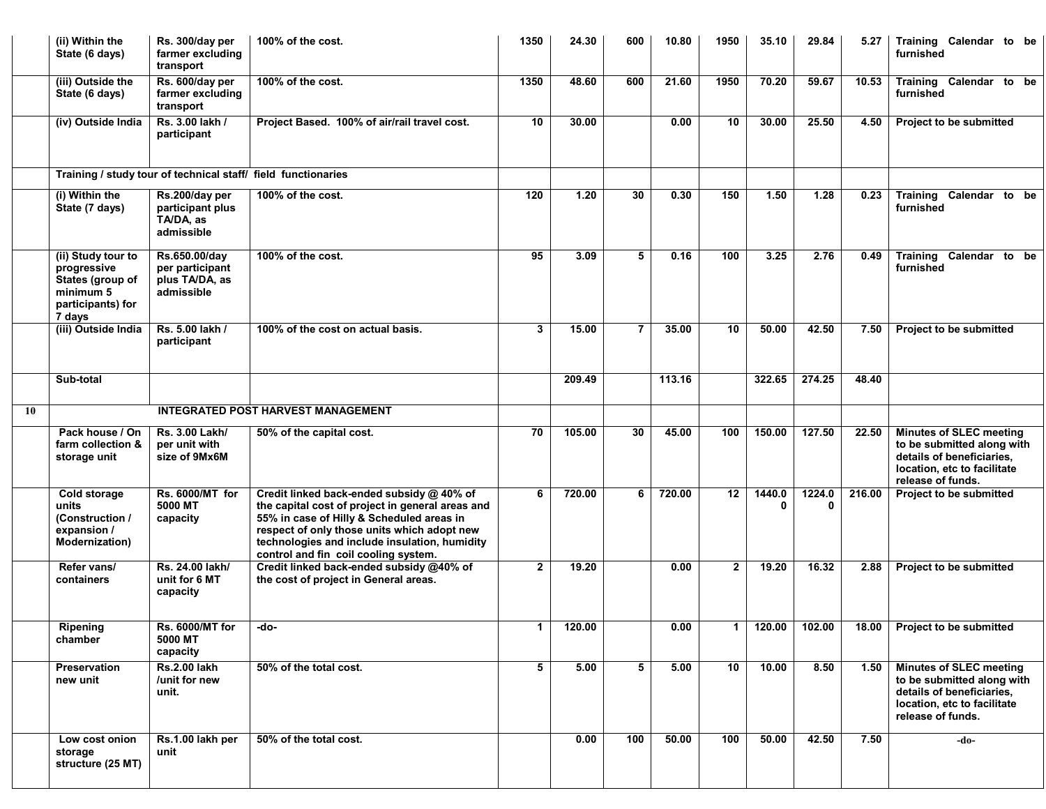| | | | | | | | | | | | | |
|---|---|---|---|---|---|---|---|---|---|---|---|---|
| | (ii) Within the State (6 days) | Rs. 300/day per farmer excluding transport | 100% of the cost. | 1350 | 24.30 | 600 | 10.80 | 1950 | 35.10 | 29.84 | 5.27 | Training Calendar to be furnished |
| | (iii) Outside the State (6 days) | Rs. 600/day per farmer excluding transport | 100% of the cost. | 1350 | 48.60 | 600 | 21.60 | 1950 | 70.20 | 59.67 | 10.53 | Training Calendar to be furnished |
| | (iv) Outside India | Rs. 3.00 lakh / participant | Project Based. 100% of air/rail travel cost. | 10 | 30.00 | | 0.00 | 10 | 30.00 | 25.50 | 4.50 | Project to be submitted |
| | Training / study tour of technical staff/ field functionaries | | | | | | | | | | | |
| | (i) Within the State (7 days) | Rs.200/day per participant plus TA/DA, as admissible | 100% of the cost. | 120 | 1.20 | 30 | 0.30 | 150 | 1.50 | 1.28 | 0.23 | Training Calendar to be furnished |
| | (ii) Study tour to progressive States (group of minimum 5 participants) for 7 days | Rs.650.00/day per participant plus TA/DA, as admissible | 100% of the cost. | 95 | 3.09 | 5 | 0.16 | 100 | 3.25 | 2.76 | 0.49 | Training Calendar to be furnished |
| | (iii) Outside India | Rs. 5.00 lakh / participant | 100% of the cost on actual basis. | 3 | 15.00 | 7 | 35.00 | 10 | 50.00 | 42.50 | 7.50 | Project to be submitted |
| | Sub-total | | | | 209.49 | | 113.16 | | 322.65 | 274.25 | 48.40 | |
| 10 | INTEGRATED POST HARVEST MANAGEMENT | | | | | | | | | | | |
| | Pack house / On farm collection & storage unit | Rs. 3.00 Lakh/ per unit with size of 9Mx6M | 50% of the capital cost. | 70 | 105.00 | 30 | 45.00 | 100 | 150.00 | 127.50 | 22.50 | Minutes of SLEC meeting to be submitted along with details of beneficiaries, location, etc to facilitate release of funds. |
| | Cold storage units (Construction / expansion / Modernization) | Rs. 6000/MT for 5000 MT capacity | Credit linked back-ended subsidy @ 40% of the capital cost of project in general areas and 55% in case of Hilly & Scheduled areas in respect of only those units which adopt new technologies and include insulation, humidity control and fin coil cooling system. | 6 | 720.00 | 6 | 720.00 | 12 | 1440.00 | 1224.00 | 216.00 | Project to be submitted |
| | Refer vans/ containers | Rs. 24.00 lakh/ unit for 6 MT capacity | Credit linked back-ended subsidy @40% of the cost of project in General areas. | 2 | 19.20 | | 0.00 | 2 | 19.20 | 16.32 | 2.88 | Project to be submitted |
| | Ripening chamber | Rs. 6000/MT for 5000 MT capacity | -do- | 1 | 120.00 | | 0.00 | 1 | 120.00 | 102.00 | 18.00 | Project to be submitted |
| | Preservation new unit | Rs.2.00 lakh /unit for new unit. | 50% of the total cost. | 5 | 5.00 | 5 | 5.00 | 10 | 10.00 | 8.50 | 1.50 | Minutes of SLEC meeting to be submitted along with details of beneficiaries, location, etc to facilitate release of funds. |
| | Low cost onion storage structure (25 MT) | Rs.1.00 lakh per unit | 50% of the total cost. | | 0.00 | 100 | 50.00 | 100 | 50.00 | 42.50 | 7.50 | -do- |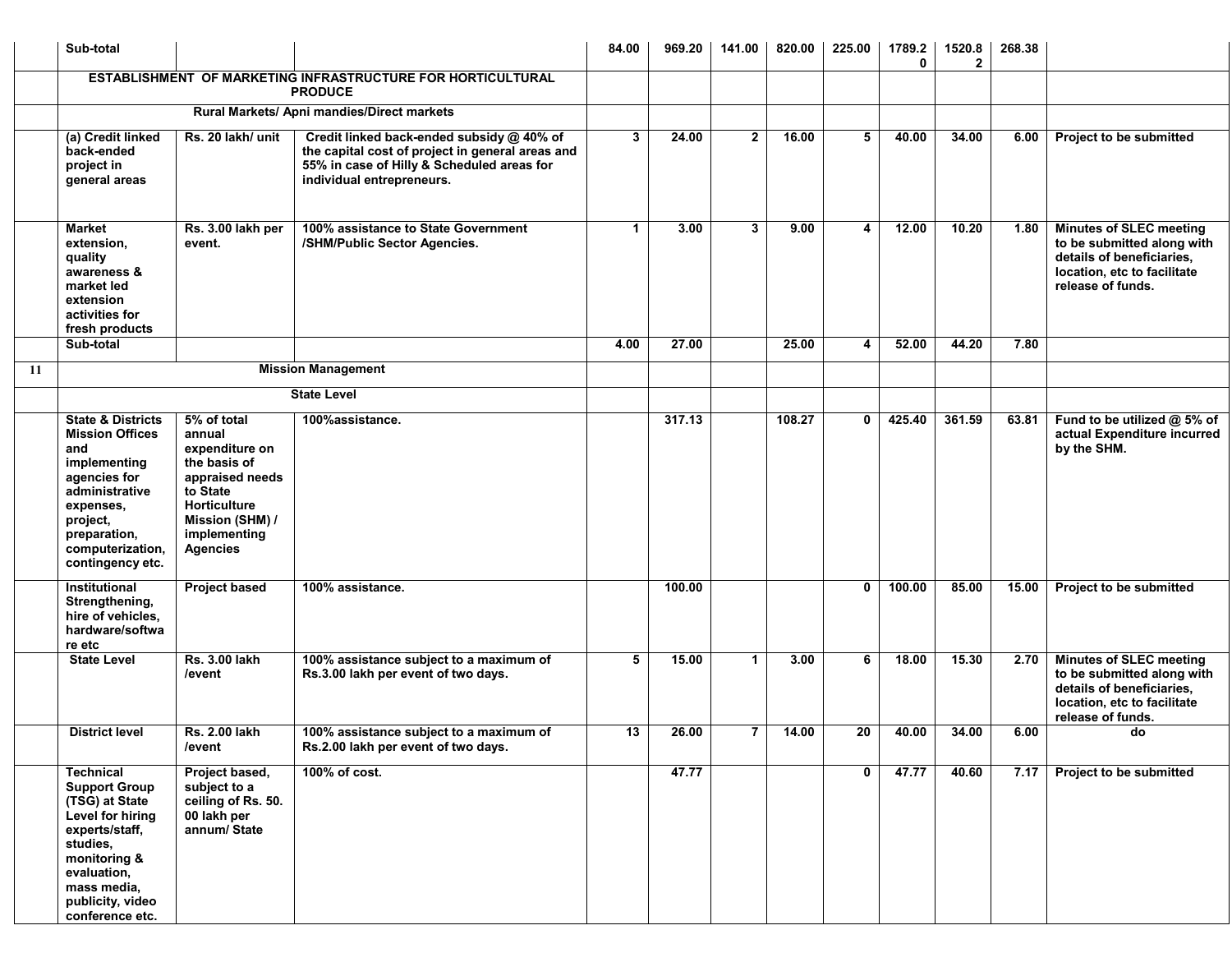| | | | | | | | | | | | |
|---|---|---|---|---|---|---|---|---|---|---|---|
| | **Sub-total** | | | **84.00** | **969.20** | **141.00** | **820.00** | **225.00** | **1789.20** | **1520.82** | **268.38** | |
| | **ESTABLISHMENT OF MARKETING INFRASTRUCTURE FOR HORTICULTURAL PRODUCE** | | | | | | | | | | | |
| | **Rural Markets/ Apni mandies/Direct markets** | | | | | | | | | | | |
| | **(a) Credit linked back-ended project in general areas** | **Rs. 20 lakh/ unit** | **Credit linked back-ended subsidy @ 40% of the capital cost of project in general areas and 55% in case of Hilly & Scheduled areas for individual entrepreneurs.** | **3** | **24.00** | **2** | **16.00** | **5** | **40.00** | **34.00** | **6.00** | **Project to be submitted** |
| | **Market extension, quality awareness & market led extension activities for fresh products** | **Rs. 3.00 lakh per event.** | **100% assistance to State Government /SHM/Public Sector Agencies.** | **1** | **3.00** | **3** | **9.00** | **4** | **12.00** | **10.20** | **1.80** | **Minutes of SLEC meeting to be submitted along with details of beneficiaries, location, etc to facilitate release of funds.** |
| | **Sub-total** | | | **4.00** | **27.00** | | **25.00** | **4** | **52.00** | **44.20** | **7.80** | |
| **11** | **Mission Management** | | | | | | | | | | | |
| | **State Level** | | | | | | | | | | | |
| | **State & Districts Mission Offices and implementing agencies for administrative expenses, project, preparation, computerization, contingency etc.** | **5% of total annual expenditure on the basis of appraised needs to State Horticulture Mission (SHM) / implementing Agencies** | **100%assistance.** | | **317.13** | | **108.27** | **0** | **425.40** | **361.59** | **63.81** | **Fund to be utilized @ 5% of actual Expenditure incurred by the SHM.** |
| | **Institutional Strengthening, hire of vehicles, hardware/software etc** | **Project based** | **100% assistance.** | | **100.00** | | | **0** | **100.00** | **85.00** | **15.00** | **Project to be submitted** |
| | **State Level** | **Rs. 3.00 lakh /event** | **100% assistance subject to a maximum of Rs.3.00 lakh per event of two days.** | **5** | **15.00** | **1** | **3.00** | **6** | **18.00** | **15.30** | **2.70** | **Minutes of SLEC meeting to be submitted along with details of beneficiaries, location, etc to facilitate release of funds.** |
| | **District level** | **Rs. 2.00 lakh /event** | **100% assistance subject to a maximum of Rs.2.00 lakh per event of two days.** | **13** | **26.00** | **7** | **14.00** | **20** | **40.00** | **34.00** | **6.00** | **do** |
| | **Technical Support Group (TSG) at State Level for hiring experts/staff, studies, monitoring & evaluation, mass media, publicity, video conference etc.** | **Project based, subject to a ceiling of Rs. 50. 00 lakh per annum/ State** | **100% of cost.** | | **47.77** | | | **0** | **47.77** | **40.60** | **7.17** | **Project to be submitted** |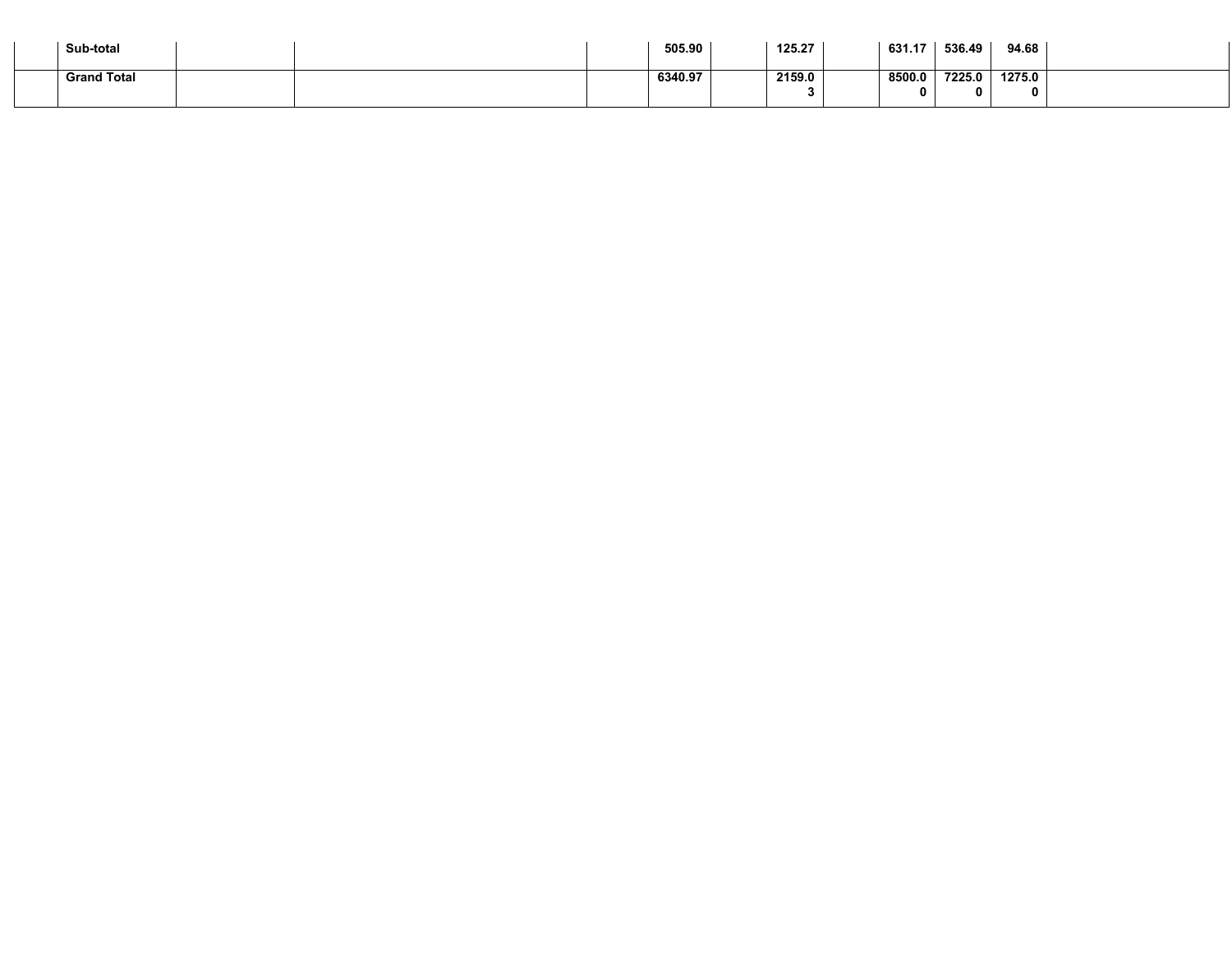| | | | | | | | | | | | | |
|---|---|---|---|---|---|---|---|---|---|---|---|---|
| | **Sub-total** | | | | **505.90** | | **125.27** | | **631.17** | **536.49** | **94.68** | |
| | **Grand Total** | | | | **6340.97** | | **2159.03** | | **8500.00** | **7225.00** | **1275.00** | |